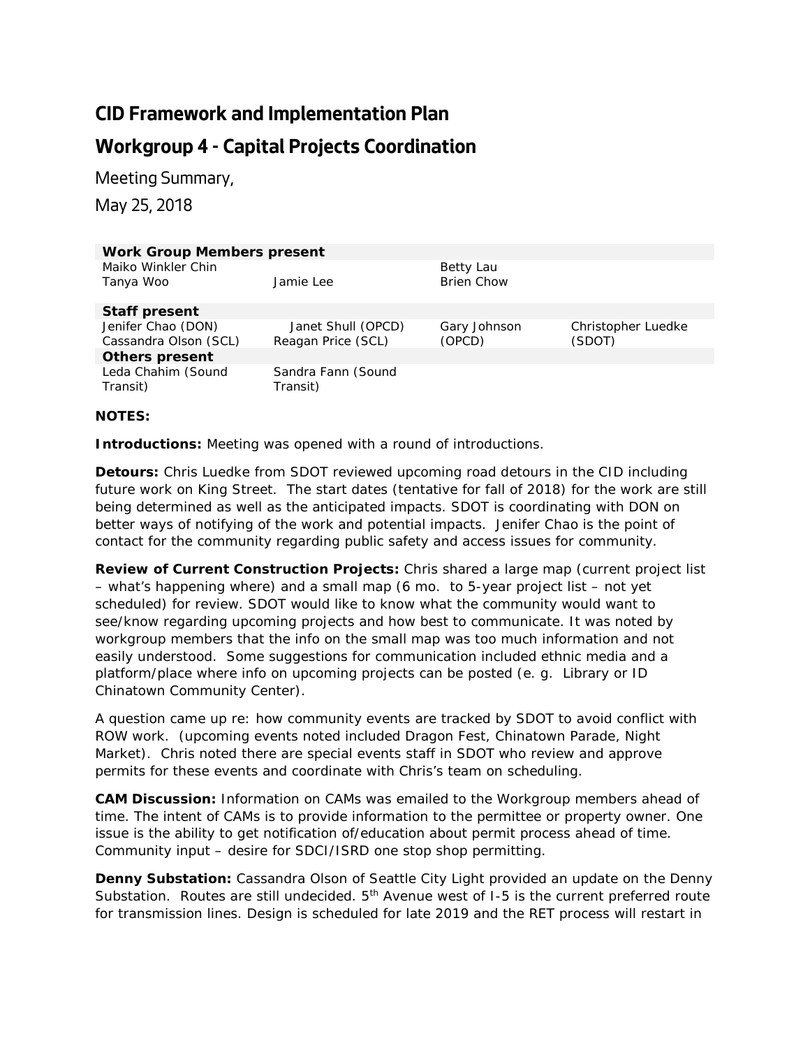# CID Framework and Implementation Plan

# Workgroup 4 - Capital Projects Coordination

Meeting Summary,

May 25, 2018

| Work Group Members present | | | |
|---|---|---|---|
| Maiko Winkler Chin | | Betty Lau | |
| Tanya Woo | Jamie Lee | Brien Chow | |
| **Staff present** | | | |
| Jenifer Chao (DON) | Janet Shull (OPCD) | Gary Johnson (OPCD) | Christopher Luedke (SDOT) |
| Cassandra Olson (SCL) | Reagan Price (SCL) | | |
| **Others present** | | | |
| Leda Chahim (Sound Transit) | Sandra Fann (Sound Transit) | | |

**NOTES:**

**Introductions:** Meeting was opened with a round of introductions.

**Detours:** Chris Luedke from SDOT reviewed upcoming road detours in the CID including future work on King Street. The start dates (tentative for fall of 2018) for the work are still being determined as well as the anticipated impacts. SDOT is coordinating with DON on better ways of notifying of the work and potential impacts. Jenifer Chao is the point of contact for the community regarding public safety and access issues for community.

**Review of Current Construction Projects:** Chris shared a large map (current project list – what's happening where) and a small map (6 mo. to 5-year project list – not yet scheduled) for review. SDOT would like to know what the community would want to see/know regarding upcoming projects and how best to communicate. It was noted by workgroup members that the info on the small map was too much information and not easily understood. Some suggestions for communication included ethnic media and a platform/place where info on upcoming projects can be posted (e. g. Library or ID Chinatown Community Center).

A question came up re: how community events are tracked by SDOT to avoid conflict with ROW work. (upcoming events noted included Dragon Fest, Chinatown Parade, Night Market). Chris noted there are special events staff in SDOT who review and approve permits for these events and coordinate with Chris's team on scheduling.

**CAM Discussion:** Information on CAMs was emailed to the Workgroup members ahead of time. The intent of CAMs is to provide information to the permittee or property owner. One issue is the ability to get notification of/education about permit process ahead of time. Community input – desire for SDCI/ISRD one stop shop permitting.

**Denny Substation:** Cassandra Olson of Seattle City Light provided an update on the Denny Substation. Routes are still undecided. 5th Avenue west of I-5 is the current preferred route for transmission lines. Design is scheduled for late 2019 and the RET process will restart in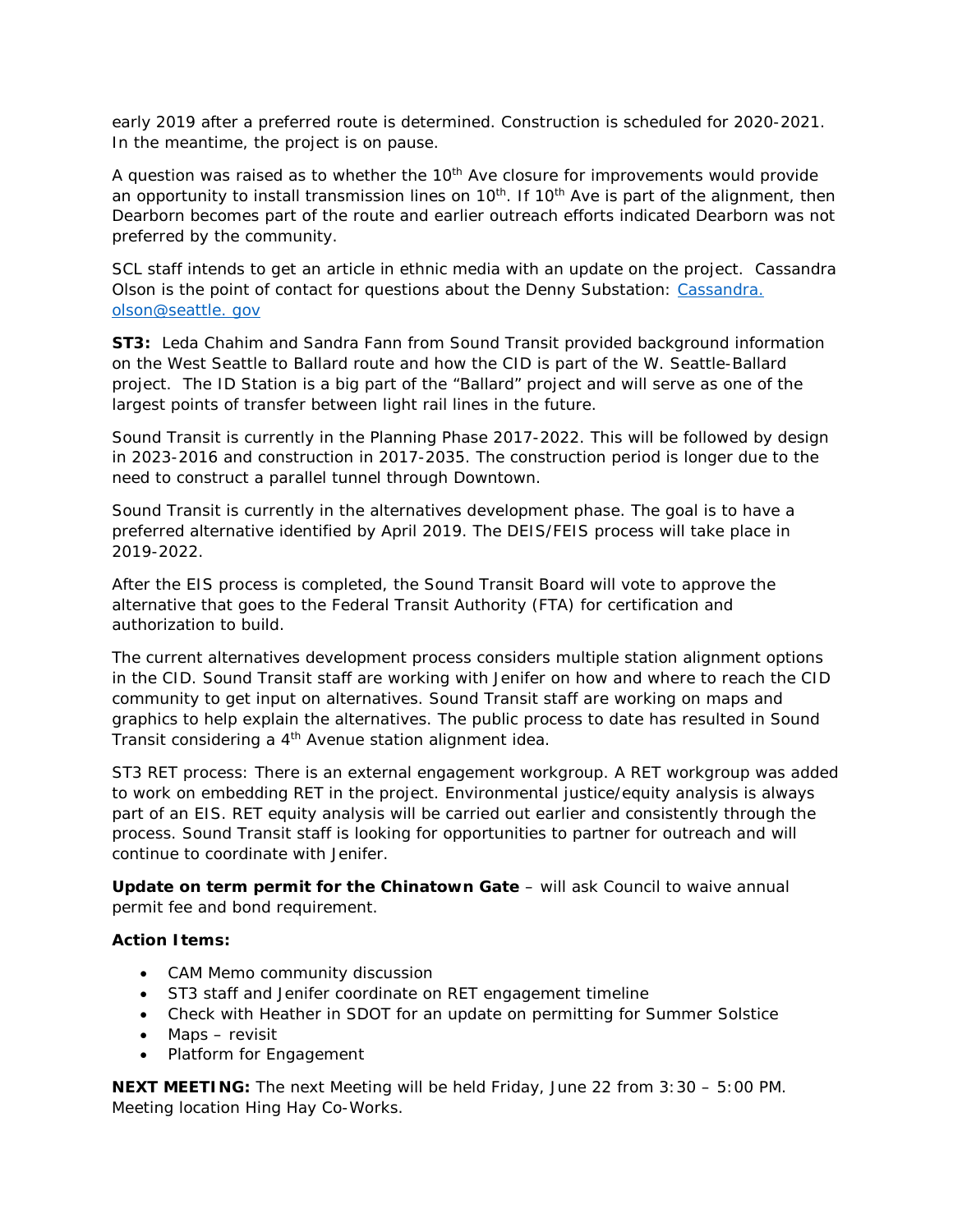early 2019 after a preferred route is determined. Construction is scheduled for 2020-2021. In the meantime, the project is on pause.

A question was raised as to whether the 10th Ave closure for improvements would provide an opportunity to install transmission lines on 10th. If 10th Ave is part of the alignment, then Dearborn becomes part of the route and earlier outreach efforts indicated Dearborn was not preferred by the community.

SCL staff intends to get an article in ethnic media with an update on the project. Cassandra Olson is the point of contact for questions about the Denny Substation: [Cassandra.olson@seattle.gov](mailto:Cassandra.olson@seattle.gov)

**ST3:** Leda Chahim and Sandra Fann from Sound Transit provided background information on the West Seattle to Ballard route and how the CID is part of the W. Seattle-Ballard project. The ID Station is a big part of the "Ballard" project and will serve as one of the largest points of transfer between light rail lines in the future.

Sound Transit is currently in the Planning Phase 2017-2022. This will be followed by design in 2023-2016 and construction in 2017-2035. The construction period is longer due to the need to construct a parallel tunnel through Downtown.

Sound Transit is currently in the alternatives development phase. The goal is to have a preferred alternative identified by April 2019. The DEIS/FEIS process will take place in 2019-2022.

After the EIS process is completed, the Sound Transit Board will vote to approve the alternative that goes to the Federal Transit Authority (FTA) for certification and authorization to build.

The current alternatives development process considers multiple station alignment options in the CID. Sound Transit staff are working with Jenifer on how and where to reach the CID community to get input on alternatives. Sound Transit staff are working on maps and graphics to help explain the alternatives. The public process to date has resulted in Sound Transit considering a 4th Avenue station alignment idea.

ST3 RET process: There is an external engagement workgroup. A RET workgroup was added to work on embedding RET in the project. Environmental justice/equity analysis is always part of an EIS. RET equity analysis will be carried out earlier and consistently through the process. Sound Transit staff is looking for opportunities to partner for outreach and will continue to coordinate with Jenifer.

**Update on term permit for the Chinatown Gate** – will ask Council to waive annual permit fee and bond requirement.

**Action Items:**

- CAM Memo community discussion
- ST3 staff and Jenifer coordinate on RET engagement timeline
- Check with Heather in SDOT for an update on permitting for Summer Solstice
- Maps – revisit
- Platform for Engagement

**NEXT MEETING:** The next Meeting will be held Friday, June 22 from 3:30 – 5:00 PM. Meeting location Hing Hay Co-Works.